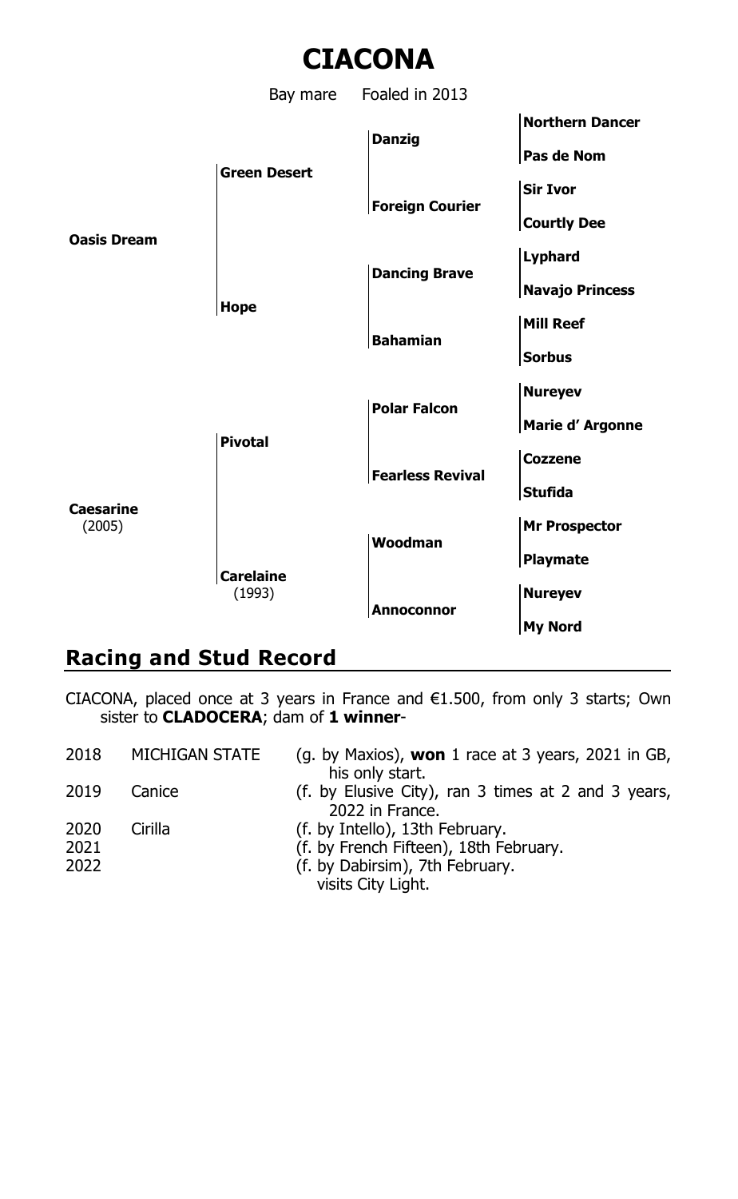# CIACONA

Bay mare Foaled in 2013

| | | | |
|---|---|---|---|
| **Oasis Dream** | **Green Desert** | **Danzig** | **Northern Dancer** |
| | | | **Pas de Nom** |
| | | **Foreign Courier** | **Sir Ivor** |
| | | | **Courtly Dee** |
| | **Hope** | **Dancing Brave** | **Lyphard** |
| | | | **Navajo Princess** |
| | | **Bahamian** | **Mill Reef** |
| | | | **Sorbus** |
| **Caesarine** (2005) | **Pivotal** | **Polar Falcon** | **Nureyev** |
| | | | **Marie d' Argonne** |
| | | **Fearless Revival** | **Cozzene** |
| | | | **Stufida** |
| | **Carelaine** (1993) | **Woodman** | **Mr Prospector** |
| | | | **Playmate** |
| | | **Annoconnor** | **Nureyev** |
| | | | **My Nord** |

## Racing and Stud Record

CIACONA, placed once at 3 years in France and €1.500, from only 3 starts; Own sister to **CLADOCERA**; dam of **1 winner**-

| | | |
|---|---|---|
| 2018 | MICHIGAN STATE | (g. by Maxios), **won** 1 race at 3 years, 2021 in GB, his only start. |
| 2019 | Canice | (f. by Elusive City), ran 3 times at 2 and 3 years, 2022 in France. |
| 2020 | Cirilla | (f. by Intello), 13th February. |
| 2021 | | (f. by French Fifteen), 18th February. |
| 2022 | | (f. by Dabirsim), 7th February. visits City Light. |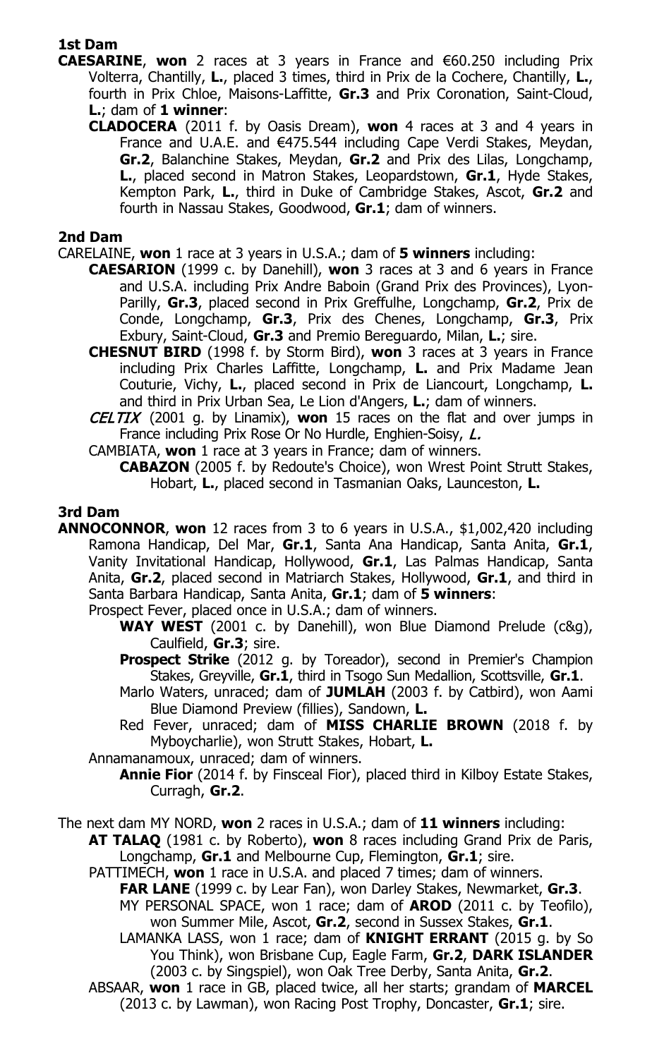### 1st Dam

**CAESARINE**, **won** 2 races at 3 years in France and €60.250 including Prix Volterra, Chantilly, **L.**, placed 3 times, third in Prix de la Cochere, Chantilly, **L.**, fourth in Prix Chloe, Maisons-Laffitte, **Gr.3** and Prix Coronation, Saint-Cloud, **L.**; dam of **1 winner**:

**CLADOCERA** (2011 f. by Oasis Dream), **won** 4 races at 3 and 4 years in France and U.A.E. and €475.544 including Cape Verdi Stakes, Meydan, **Gr.2**, Balanchine Stakes, Meydan, **Gr.2** and Prix des Lilas, Longchamp, **L.**, placed second in Matron Stakes, Leopardstown, **Gr.1**, Hyde Stakes, Kempton Park, **L.**, third in Duke of Cambridge Stakes, Ascot, **Gr.2** and fourth in Nassau Stakes, Goodwood, **Gr.1**; dam of winners.

### 2nd Dam

CARELAINE, **won** 1 race at 3 years in U.S.A.; dam of **5 winners** including:

**CAESARION** (1999 c. by Danehill), **won** 3 races at 3 and 6 years in France and U.S.A. including Prix Andre Baboin (Grand Prix des Provinces), Lyon-Parilly, **Gr.3**, placed second in Prix Greffulhe, Longchamp, **Gr.2**, Prix de Conde, Longchamp, **Gr.3**, Prix des Chenes, Longchamp, **Gr.3**, Prix Exbury, Saint-Cloud, **Gr.3** and Premio Bereguardo, Milan, **L.**; sire.

**CHESNUT BIRD** (1998 f. by Storm Bird), **won** 3 races at 3 years in France including Prix Charles Laffitte, Longchamp, **L.** and Prix Madame Jean Couturie, Vichy, **L.**, placed second in Prix de Liancourt, Longchamp, **L.** and third in Prix Urban Sea, Le Lion d'Angers, **L.**; dam of winners.

***CELTIX*** (2001 g. by Linamix), **won** 15 races on the flat and over jumps in France including Prix Rose Or No Hurdle, Enghien-Soisy, ***L.***

CAMBIATA, **won** 1 race at 3 years in France; dam of winners.

**CABAZON** (2005 f. by Redoute's Choice), won Wrest Point Strutt Stakes, Hobart, **L.**, placed second in Tasmanian Oaks, Launceston, **L.**

### 3rd Dam

**ANNOCONNOR**, **won** 12 races from 3 to 6 years in U.S.A., $1,002,420 including Ramona Handicap, Del Mar, **Gr.1**, Santa Ana Handicap, Santa Anita, **Gr.1**, Vanity Invitational Handicap, Hollywood, **Gr.1**, Las Palmas Handicap, Santa Anita, **Gr.2**, placed second in Matriarch Stakes, Hollywood, **Gr.1**, and third in Santa Barbara Handicap, Santa Anita, **Gr.1**; dam of **5 winners**:

Prospect Fever, placed once in U.S.A.; dam of winners.

**WAY WEST** (2001 c. by Danehill), won Blue Diamond Prelude (c&g), Caulfield, **Gr.3**; sire.

**Prospect Strike** (2012 g. by Toreador), second in Premier's Champion Stakes, Greyville, **Gr.1**, third in Tsogo Sun Medallion, Scottsville, **Gr.1**.

Marlo Waters, unraced; dam of **JUMLAH** (2003 f. by Catbird), won Aami Blue Diamond Preview (fillies), Sandown, **L.**

Red Fever, unraced; dam of **MISS CHARLIE BROWN** (2018 f. by Myboycharlie), won Strutt Stakes, Hobart, **L.**

Annamanamoux, unraced; dam of winners.

**Annie Fior** (2014 f. by Finsceal Fior), placed third in Kilboy Estate Stakes, Curragh, **Gr.2**.

The next dam MY NORD, **won** 2 races in U.S.A.; dam of **11 winners** including:

**AT TALAQ** (1981 c. by Roberto), **won** 8 races including Grand Prix de Paris, Longchamp, **Gr.1** and Melbourne Cup, Flemington, **Gr.1**; sire.

PATTIMECH, **won** 1 race in U.S.A. and placed 7 times; dam of winners.

**FAR LANE** (1999 c. by Lear Fan), won Darley Stakes, Newmarket, **Gr.3**.

MY PERSONAL SPACE, won 1 race; dam of **AROD** (2011 c. by Teofilo), won Summer Mile, Ascot, **Gr.2**, second in Sussex Stakes, **Gr.1**.

LAMANKA LASS, won 1 race; dam of **KNIGHT ERRANT** (2015 g. by So You Think), won Brisbane Cup, Eagle Farm, **Gr.2**, **DARK ISLANDER** (2003 c. by Singspiel), won Oak Tree Derby, Santa Anita, **Gr.2**.

ABSAAR, **won** 1 race in GB, placed twice, all her starts; grandam of **MARCEL** (2013 c. by Lawman), won Racing Post Trophy, Doncaster, **Gr.1**; sire.